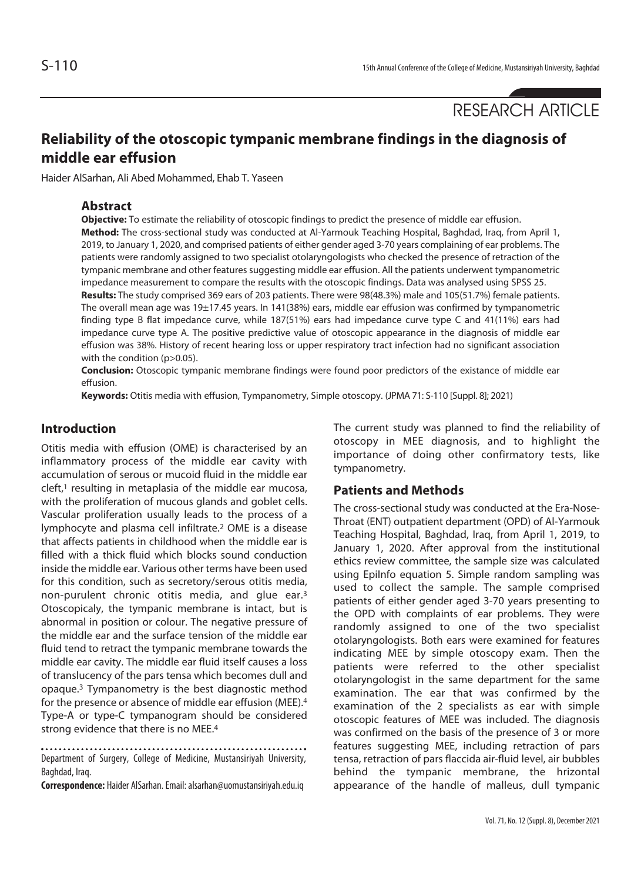RESEARCH ARTICLE

# Reliability of the otoscopic tympanic membrane findings in the diagnosis of middle ear effusion

Haider AlSarhan, Ali Abed Mohammed, Ehab T. Yaseen

## Abstract

**Objective:** To estimate the reliability of otoscopic findings to predict the presence of middle ear effusion.

**Method:** The cross-sectional study was conducted at Al-Yarmouk Teaching Hospital, Baghdad, Iraq, from April 1, 2019, to January 1, 2020, and comprised patients of either gender aged 3-70 years complaining of ear problems. The patients were randomly assigned to two specialist otolaryngologists who checked the presence of retraction of the tympanic membrane and other features suggesting middle ear effusion. All the patients underwent tympanometric impedance measurement to compare the results with the otoscopic findings. Data was analysed using SPSS 25.

**Results:** The study comprised 369 ears of 203 patients. There were 98(48.3%) male and 105(51.7%) female patients. The overall mean age was 19±17.45 years. In 141(38%) ears, middle ear effusion was confirmed by tympanometric finding type B flat impedance curve, while 187(51%) ears had impedance curve type C and 41(11%) ears had impedance curve type A. The positive predictive value of otoscopic appearance in the diagnosis of middle ear effusion was 38%. History of recent hearing loss or upper respiratory tract infection had no significant association with the condition (p>0.05).

**Conclusion:** Otoscopic tympanic membrane findings were found poor predictors of the existance of middle ear effusion.

**Keywords:** Otitis media with effusion, Tympanometry, Simple otoscopy. (JPMA 71: S-110 [Suppl. 8]; 2021)

## Introduction

Otitis media with effusion (OME) is characterised by an inflammatory process of the middle ear cavity with accumulation of serous or mucoid fluid in the middle ear cleft,[1] resulting in metaplasia of the middle ear mucosa, with the proliferation of mucous glands and goblet cells. Vascular proliferation usually leads to the process of a lymphocyte and plasma cell infiltrate.[2] OME is a disease that affects patients in childhood when the middle ear is filled with a thick fluid which blocks sound conduction inside the middle ear. Various other terms have been used for this condition, such as secretory/serous otitis media, non-purulent chronic otitis media, and glue ear.[3] Otoscopicaly, the tympanic membrane is intact, but is abnormal in position or colour. The negative pressure of the middle ear and the surface tension of the middle ear fluid tend to retract the tympanic membrane towards the middle ear cavity. The middle ear fluid itself causes a loss of translucency of the pars tensa which becomes dull and opaque.[3] Tympanometry is the best diagnostic method for the presence or absence of middle ear effusion (MEE).[4] Type-A or type-C tympanogram should be considered strong evidence that there is no MEE.[4]

Department of Surgery, College of Medicine, Mustansiriyah University, Baghdad, Iraq.

**Correspondence:** Haider AlSarhan. Email: alsarhan@uomustansiriyah.edu.iq

The current study was planned to find the reliability of otoscopy in MEE diagnosis, and to highlight the importance of doing other confirmatory tests, like tympanometry.

## Patients and Methods

The cross-sectional study was conducted at the Era-Nose-Throat (ENT) outpatient department (OPD) of Al-Yarmouk Teaching Hospital, Baghdad, Iraq, from April 1, 2019, to January 1, 2020. After approval from the institutional ethics review committee, the sample size was calculated using EpiInfo equation 5. Simple random sampling was used to collect the sample. The sample comprised patients of either gender aged 3-70 years presenting to the OPD with complaints of ear problems. They were randomly assigned to one of the two specialist otolaryngologists. Both ears were examined for features indicating MEE by simple otoscopy exam. Then the patients were referred to the other specialist otolaryngologist in the same department for the same examination. The ear that was confirmed by the examination of the 2 specialists as ear with simple otoscopic features of MEE was included. The diagnosis was confirmed on the basis of the presence of 3 or more features suggesting MEE, including retraction of pars tensa, retraction of pars flaccida air-fluid level, air bubbles behind the tympanic membrane, the hrizontal appearance of the handle of malleus, dull tympanic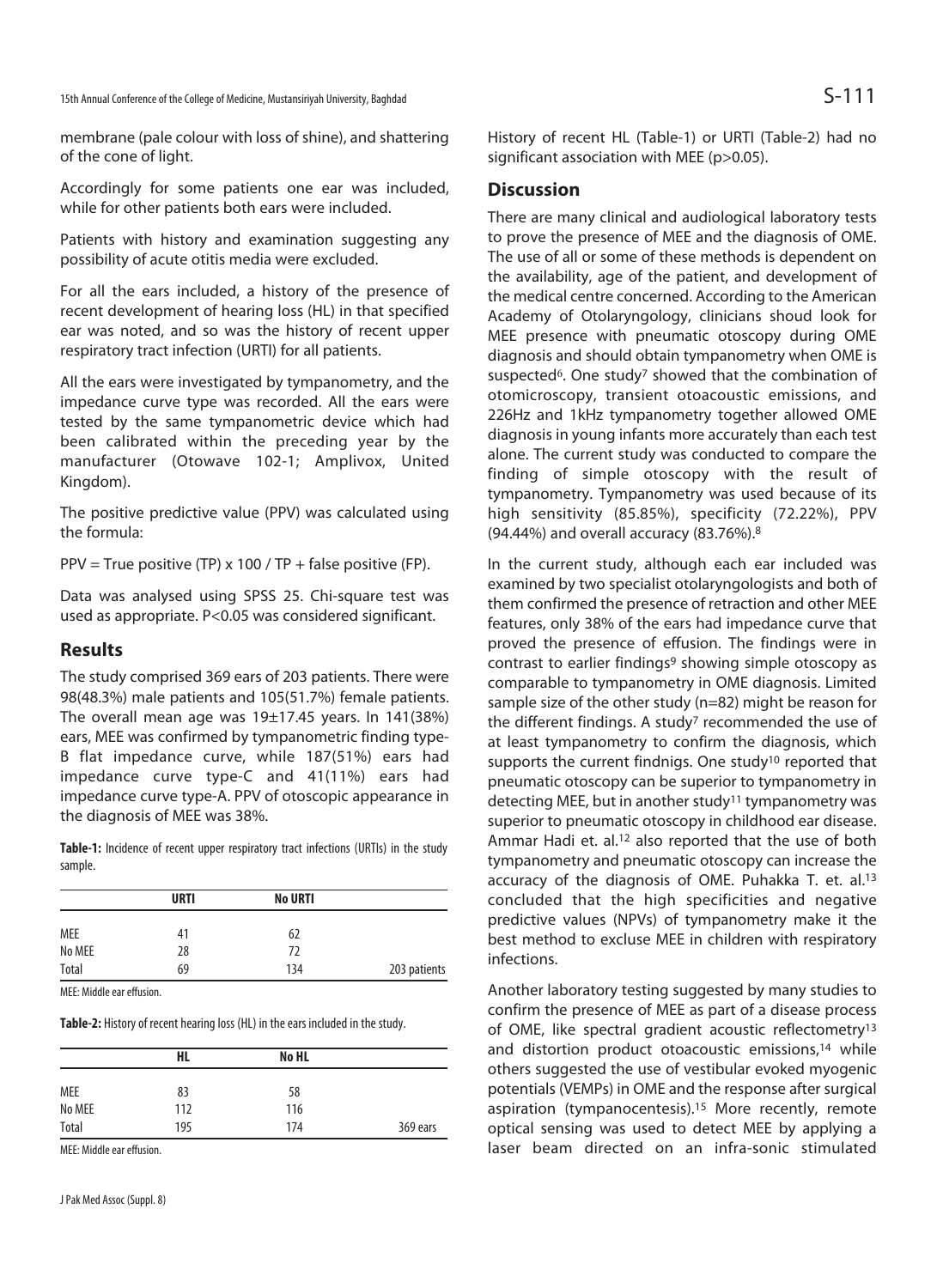membrane (pale colour with loss of shine), and shattering of the cone of light.

Accordingly for some patients one ear was included, while for other patients both ears were included.

Patients with history and examination suggesting any possibility of acute otitis media were excluded.

For all the ears included, a history of the presence of recent development of hearing loss (HL) in that specified ear was noted, and so was the history of recent upper respiratory tract infection (URTI) for all patients.

All the ears were investigated by tympanometry, and the impedance curve type was recorded. All the ears were tested by the same tympanometric device which had been calibrated within the preceding year by the manufacturer (Otowave 102-1; Amplivox, United Kingdom).

The positive predictive value (PPV) was calculated using the formula:

PPV = True positive (TP) x 100 / TP + false positive (FP).

Data was analysed using SPSS 25. Chi-square test was used as appropriate. P<0.05 was considered significant.

## Results

The study comprised 369 ears of 203 patients. There were 98(48.3%) male patients and 105(51.7%) female patients. The overall mean age was 19±17.45 years. In 141(38%) ears, MEE was confirmed by tympanometric finding type-B flat impedance curve, while 187(51%) ears had impedance curve type-C and 41(11%) ears had impedance curve type-A. PPV of otoscopic appearance in the diagnosis of MEE was 38%.

**Table-1:** Incidence of recent upper respiratory tract infections (URTIs) in the study sample.

| | URTI | No URTI | |
|---|---|---|---|
| MEE | 41 | 62 | |
| No MEE | 28 | 72 | |
| Total | 69 | 134 | 203 patients |

MEE: Middle ear effusion.

**Table-2:** History of recent hearing loss (HL) in the ears included in the study.

| | HL | No HL | |
|---|---|---|---|
| MEE | 83 | 58 | |
| No MEE | 112 | 116 | |
| Total | 195 | 174 | 369 ears |

MEE: Middle ear effusion.

History of recent HL (Table-1) or URTI (Table-2) had no significant association with MEE (p>0.05).

## Discussion

There are many clinical and audiological laboratory tests to prove the presence of MEE and the diagnosis of OME. The use of all or some of these methods is dependent on the availability, age of the patient, and development of the medical centre concerned. According to the American Academy of Otolaryngology, clinicians shoud look for MEE presence with pneumatic otoscopy during OME diagnosis and should obtain tympanometry when OME is suspected[6]. One study[7] showed that the combination of otomicroscopy, transient otoacoustic emissions, and 226Hz and 1kHz tympanometry together allowed OME diagnosis in young infants more accurately than each test alone. The current study was conducted to compare the finding of simple otoscopy with the result of tympanometry. Tympanometry was used because of its high sensitivity (85.85%), specificity (72.22%), PPV (94.44%) and overall accuracy (83.76%).[8]

In the current study, although each ear included was examined by two specialist otolaryngologists and both of them confirmed the presence of retraction and other MEE features, only 38% of the ears had impedance curve that proved the presence of effusion. The findings were in contrast to earlier findings[9] showing simple otoscopy as comparable to tympanometry in OME diagnosis. Limited sample size of the other study (n=82) might be reason for the different findings. A study[7] recommended the use of at least tympanometry to confirm the diagnosis, which supports the current findnigs. One study[10] reported that pneumatic otoscopy can be superior to tympanometry in detecting MEE, but in another study[11] tympanometry was superior to pneumatic otoscopy in childhood ear disease. Ammar Hadi et. al.[12] also reported that the use of both tympanometry and pneumatic otoscopy can increase the accuracy of the diagnosis of OME. Puhakka T. et. al.[13] concluded that the high specificities and negative predictive values (NPVs) of tympanometry make it the best method to excluse MEE in children with respiratory infections.

Another laboratory testing suggested by many studies to confirm the presence of MEE as part of a disease process of OME, like spectral gradient acoustic reflectometry[13] and distortion product otoacoustic emissions,[14] while others suggested the use of vestibular evoked myogenic potentials (VEMPs) in OME and the response after surgical aspiration (tympanocentesis).[15] More recently, remote optical sensing was used to detect MEE by applying a laser beam directed on an infra-sonic stimulated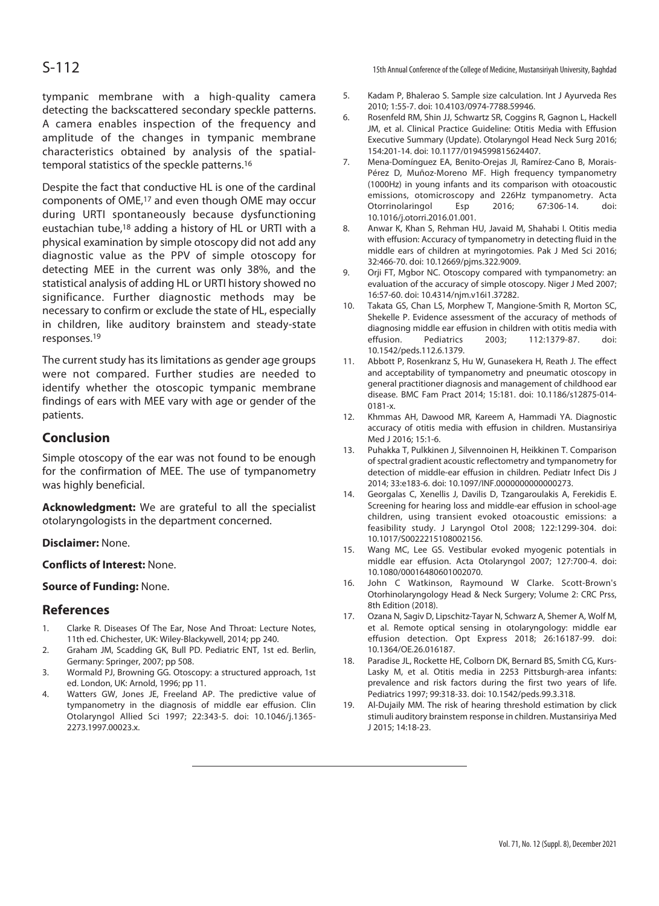tympanic membrane with a high-quality camera detecting the backscattered secondary speckle patterns. A camera enables inspection of the frequency and amplitude of the changes in tympanic membrane characteristics obtained by analysis of the spatial-temporal statistics of the speckle patterns.[16]

Despite the fact that conductive HL is one of the cardinal components of OME,[17] and even though OME may occur during URTI spontaneously because dysfunctioning eustachian tube,[18] adding a history of HL or URTI with a physical examination by simple otoscopy did not add any diagnostic value as the PPV of simple otoscopy for detecting MEE in the current was only 38%, and the statistical analysis of adding HL or URTI history showed no significance. Further diagnostic methods may be necessary to confirm or exclude the state of HL, especially in children, like auditory brainstem and steady-state responses.[19]

The current study has its limitations as gender age groups were not compared. Further studies are needed to identify whether the otoscopic tympanic membrane findings of ears with MEE vary with age or gender of the patients.

## Conclusion

Simple otoscopy of the ear was not found to be enough for the confirmation of MEE. The use of tympanometry was highly beneficial.

**Acknowledgment:** We are grateful to all the specialist otolaryngologists in the department concerned.

**Disclaimer:** None.

**Conflicts of Interest:** None.

**Source of Funding:** None.

## References

1. Clarke R. Diseases Of The Ear, Nose And Throat: Lecture Notes, 11th ed. Chichester, UK: Wiley-Blackywell, 2014; pp 240.
2. Graham JM, Scadding GK, Bull PD. Pediatric ENT, 1st ed. Berlin, Germany: Springer, 2007; pp 508.
3. Wormald PJ, Browning GG. Otoscopy: a structured approach, 1st ed. London, UK: Arnold, 1996; pp 11.
4. Watters GW, Jones JE, Freeland AP. The predictive value of tympanometry in the diagnosis of middle ear effusion. Clin Otolaryngol Allied Sci 1997; 22:343-5. doi: 10.1046/j.1365-2273.1997.00023.x.
5. Kadam P, Bhalerao S. Sample size calculation. Int J Ayurveda Res 2010; 1:55-7. doi: 10.4103/0974-7788.59946.
6. Rosenfeld RM, Shin JJ, Schwartz SR, Coggins R, Gagnon L, Hackell JM, et al. Clinical Practice Guideline: Otitis Media with Effusion Executive Summary (Update). Otolaryngol Head Neck Surg 2016; 154:201-14. doi: 10.1177/0194599815624407.
7. Mena-Domínguez EA, Benito-Orejas JI, Ramírez-Cano B, Morais-Pérez D, Muñoz-Moreno MF. High frequency tympanometry (1000Hz) in young infants and its comparison with otoacoustic emissions, otomicroscopy and 226Hz tympanometry. Acta Otorrinolaringol Esp 2016; 67:306-14. doi: 10.1016/j.otorri.2016.01.001.
8. Anwar K, Khan S, Rehman HU, Javaid M, Shahabi I. Otitis media with effusion: Accuracy of tympanometry in detecting fluid in the middle ears of children at myringotomies. Pak J Med Sci 2016; 32:466-70. doi: 10.12669/pjms.322.9009.
9. Orji FT, Mgbor NC. Otoscopy compared with tympanometry: an evaluation of the accuracy of simple otoscopy. Niger J Med 2007; 16:57-60. doi: 10.4314/njm.v16i1.37282.
10. Takata GS, Chan LS, Morphew T, Mangione-Smith R, Morton SC, Shekelle P. Evidence assessment of the accuracy of methods of diagnosing middle ear effusion in children with otitis media with effusion. Pediatrics 2003; 112:1379-87. doi: 10.1542/peds.112.6.1379.
11. Abbott P, Rosenkranz S, Hu W, Gunasekera H, Reath J. The effect and acceptability of tympanometry and pneumatic otoscopy in general practitioner diagnosis and management of childhood ear disease. BMC Fam Pract 2014; 15:181. doi: 10.1186/s12875-014-0181-x.
12. Khmmas AH, Dawood MR, Kareem A, Hammadi YA. Diagnostic accuracy of otitis media with effusion in children. Mustansiriya Med J 2016; 15:1-6.
13. Puhakka T, Pulkkinen J, Silvennoinen H, Heikkinen T. Comparison of spectral gradient acoustic reflectometry and tympanometry for detection of middle-ear effusion in children. Pediatr Infect Dis J 2014; 33:e183-6. doi: 10.1097/INF.0000000000000273.
14. Georgalas C, Xenellis J, Davilis D, Tzangaroulakis A, Ferekidis E. Screening for hearing loss and middle-ear effusion in school-age children, using transient evoked otoacoustic emissions: a feasibility study. J Laryngol Otol 2008; 122:1299-304. doi: 10.1017/S0022215108002156.
15. Wang MC, Lee GS. Vestibular evoked myogenic potentials in middle ear effusion. Acta Otolaryngol 2007; 127:700-4. doi: 10.1080/00016480601002070.
16. John C Watkinson, Raymound W Clarke. Scott-Brown's Otorhinolaryngology Head & Neck Surgery; Volume 2: CRC Prss, 8th Edition (2018).
17. Ozana N, Sagiv D, Lipschitz-Tayar N, Schwarz A, Shemer A, Wolf M, et al. Remote optical sensing in otolaryngology: middle ear effusion detection. Opt Express 2018; 26:16187-99. doi: 10.1364/OE.26.016187.
18. Paradise JL, Rockette HE, Colborn DK, Bernard BS, Smith CG, Kurs-Lasky M, et al. Otitis media in 2253 Pittsburgh-area infants: prevalence and risk factors during the first two years of life. Pediatrics 1997; 99:318-33. doi: 10.1542/peds.99.3.318.
19. Al-Dujaily MM. The risk of hearing threshold estimation by click stimuli auditory brainstem response in children. Mustansiriya Med J 2015; 14:18-23.